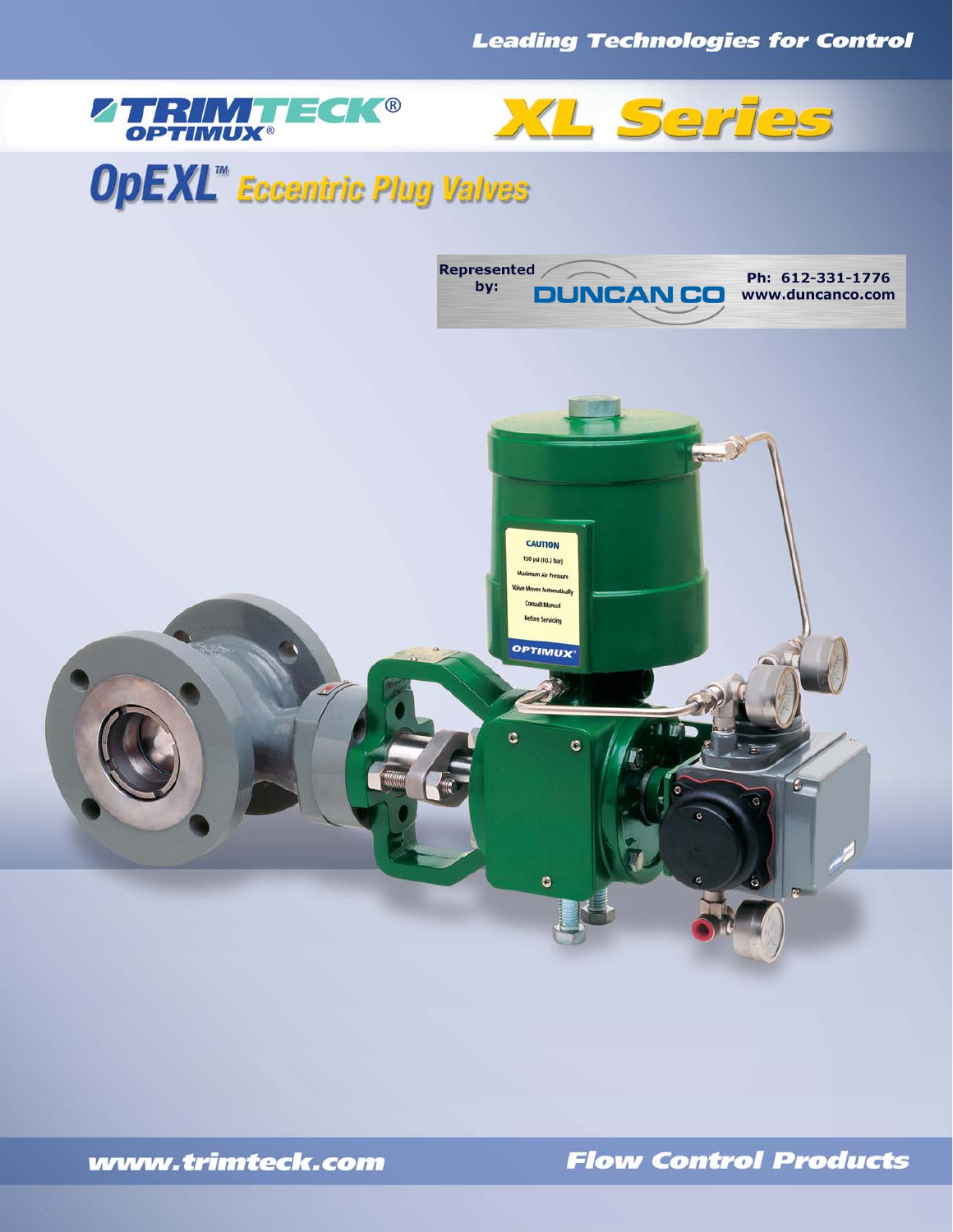*Leading Technologies for Control*

# TRIMTECK® OPTIMUX® XL Series

## OpEXL™ Eccentric Plug Valves

Represented by: DUNCAN CO Ph: 612-331-1776 www.duncanco.com

*www.trimteck.com* *Flow Control Products*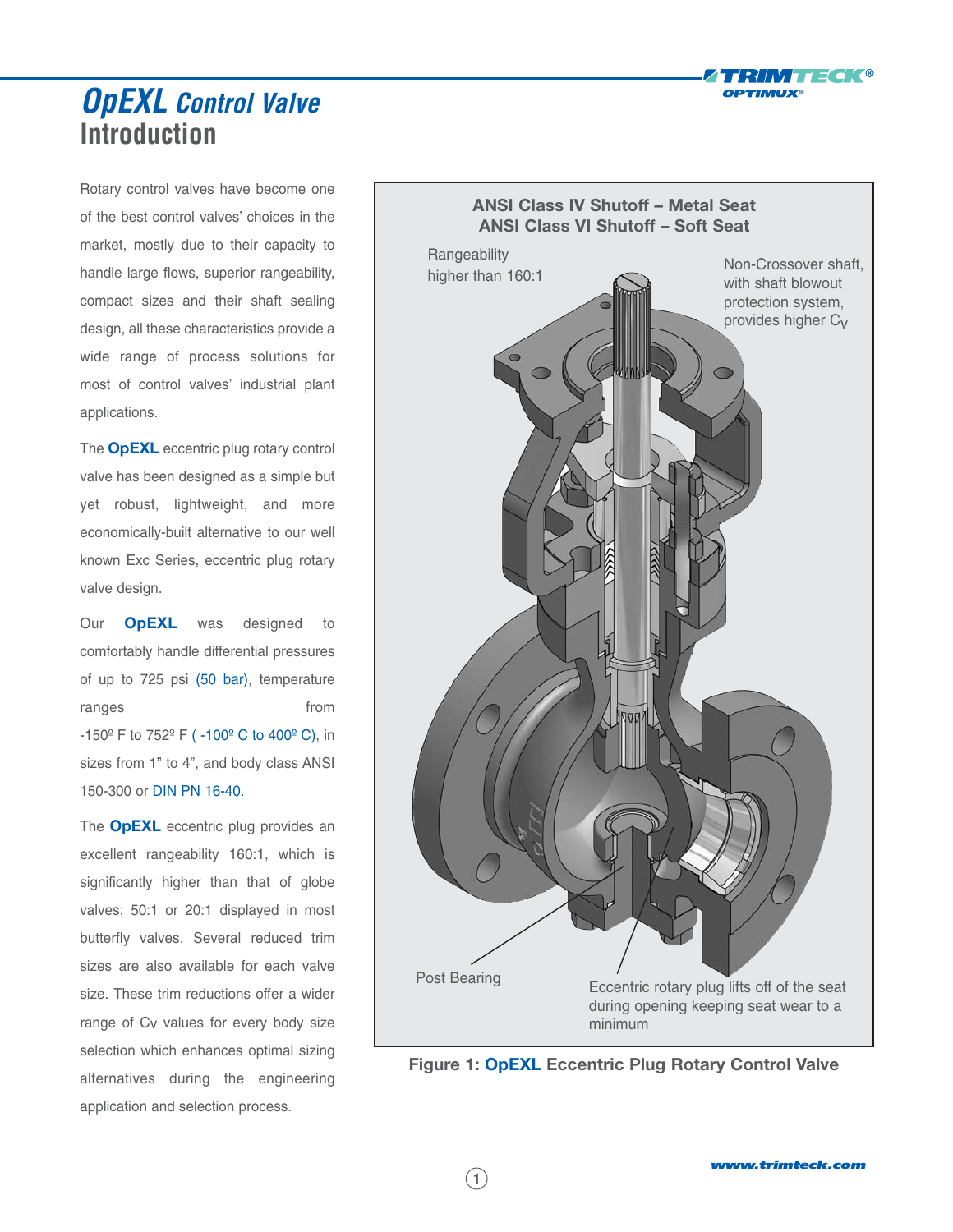# OpEXL Control Valve
## Introduction

Rotary control valves have become one of the best control valves' choices in the market, mostly due to their capacity to handle large flows, superior rangeability, compact sizes and their shaft sealing design, all these characteristics provide a wide range of process solutions for most of control valves' industrial plant applications.

The **OpEXL** eccentric plug rotary control valve has been designed as a simple but yet robust, lightweight, and more economically-built alternative to our well known Exc Series, eccentric plug rotary valve design.

Our **OpEXL** was designed to comfortably handle differential pressures of up to 725 psi (50 bar), temperature ranges from -150º F to 752º F ( -100º C to 400º C), in sizes from 1" to 4", and body class ANSI 150-300 or DIN PN 16-40.

The **OpEXL** eccentric plug provides an excellent rangeability 160:1, which is significantly higher than that of globe valves; 50:1 or 20:1 displayed in most butterfly valves. Several reduced trim sizes are also available for each valve size. These trim reductions offer a wider range of Cv values for every body size selection which enhances optimal sizing alternatives during the engineering application and selection process.

ANSI Class IV Shutoff – Metal Seat
ANSI Class VI Shutoff – Soft Seat

Rangeability higher than 160:1

Non-Crossover shaft, with shaft blowout protection system, provides higher $C_V$

Post Bearing

Eccentric rotary plug lifts off of the seat during opening keeping seat wear to a minimum

**Figure 1: OpEXL Eccentric Plug Rotary Control Valve**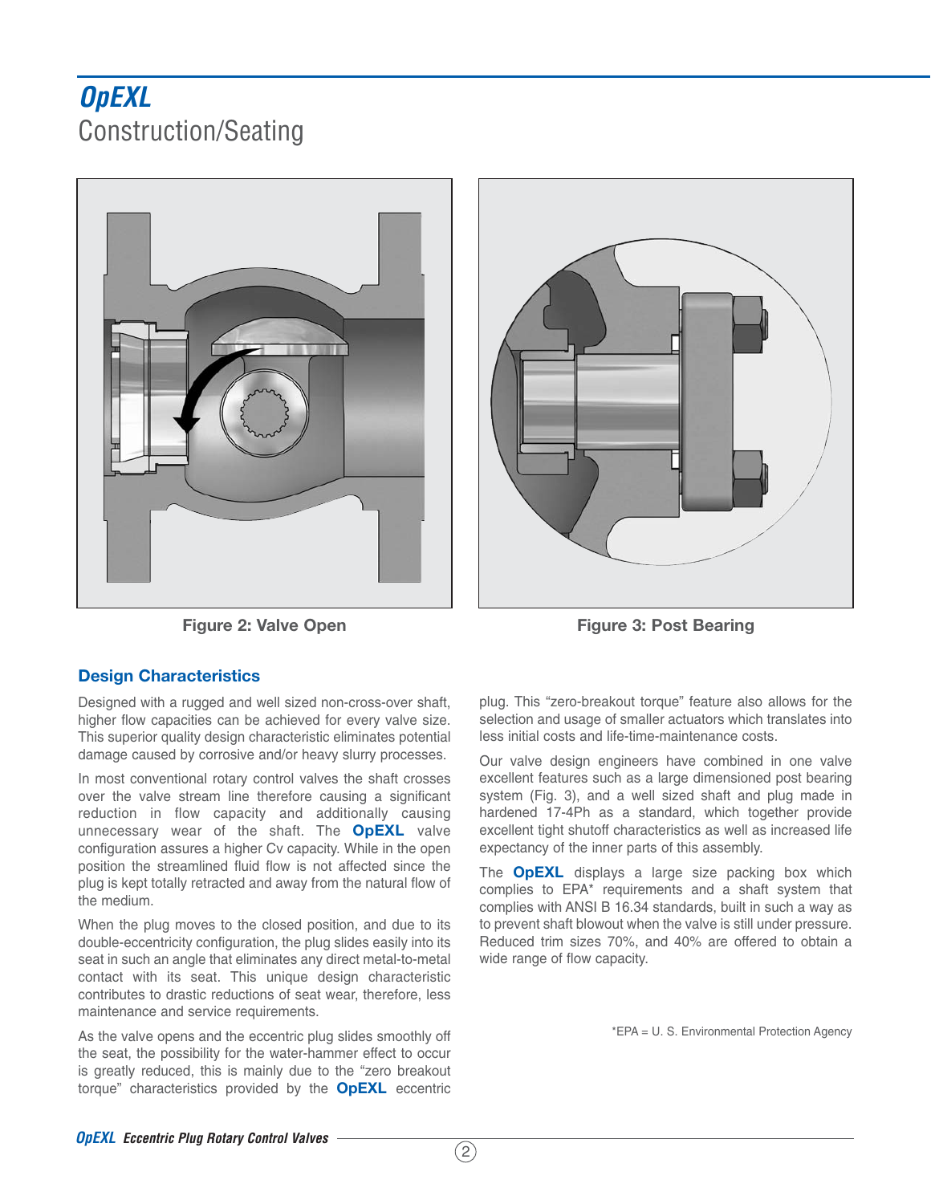# *OpEXL*

## Construction/Seating

Figure 2: Valve Open

Figure 3: Post Bearing

### Design Characteristics

Designed with a rugged and well sized non-cross-over shaft, higher flow capacities can be achieved for every valve size. This superior quality design characteristic eliminates potential damage caused by corrosive and/or heavy slurry processes.

In most conventional rotary control valves the shaft crosses over the valve stream line therefore causing a significant reduction in flow capacity and additionally causing unnecessary wear of the shaft. The **OpEXL** valve configuration assures a higher Cv capacity. While in the open position the streamlined fluid flow is not affected since the plug is kept totally retracted and away from the natural flow of the medium.

When the plug moves to the closed position, and due to its double-eccentricity configuration, the plug slides easily into its seat in such an angle that eliminates any direct metal-to-metal contact with its seat. This unique design characteristic contributes to drastic reductions of seat wear, therefore, less maintenance and service requirements.

As the valve opens and the eccentric plug slides smoothly off the seat, the possibility for the water-hammer effect to occur is greatly reduced, this is mainly due to the "zero breakout torque" characteristics provided by the **OpEXL** eccentric plug. This "zero-breakout torque" feature also allows for the selection and usage of smaller actuators which translates into less initial costs and life-time-maintenance costs.

Our valve design engineers have combined in one valve excellent features such as a large dimensioned post bearing system (Fig. 3), and a well sized shaft and plug made in hardened 17-4Ph as a standard, which together provide excellent tight shutoff characteristics as well as increased life expectancy of the inner parts of this assembly.

The **OpEXL** displays a large size packing box which complies to EPA* requirements and a shaft system that complies with ANSI B 16.34 standards, built in such a way as to prevent shaft blowout when the valve is still under pressure. Reduced trim sizes 70%, and 40% are offered to obtain a wide range of flow capacity.

*EPA = U. S. Environmental Protection Agency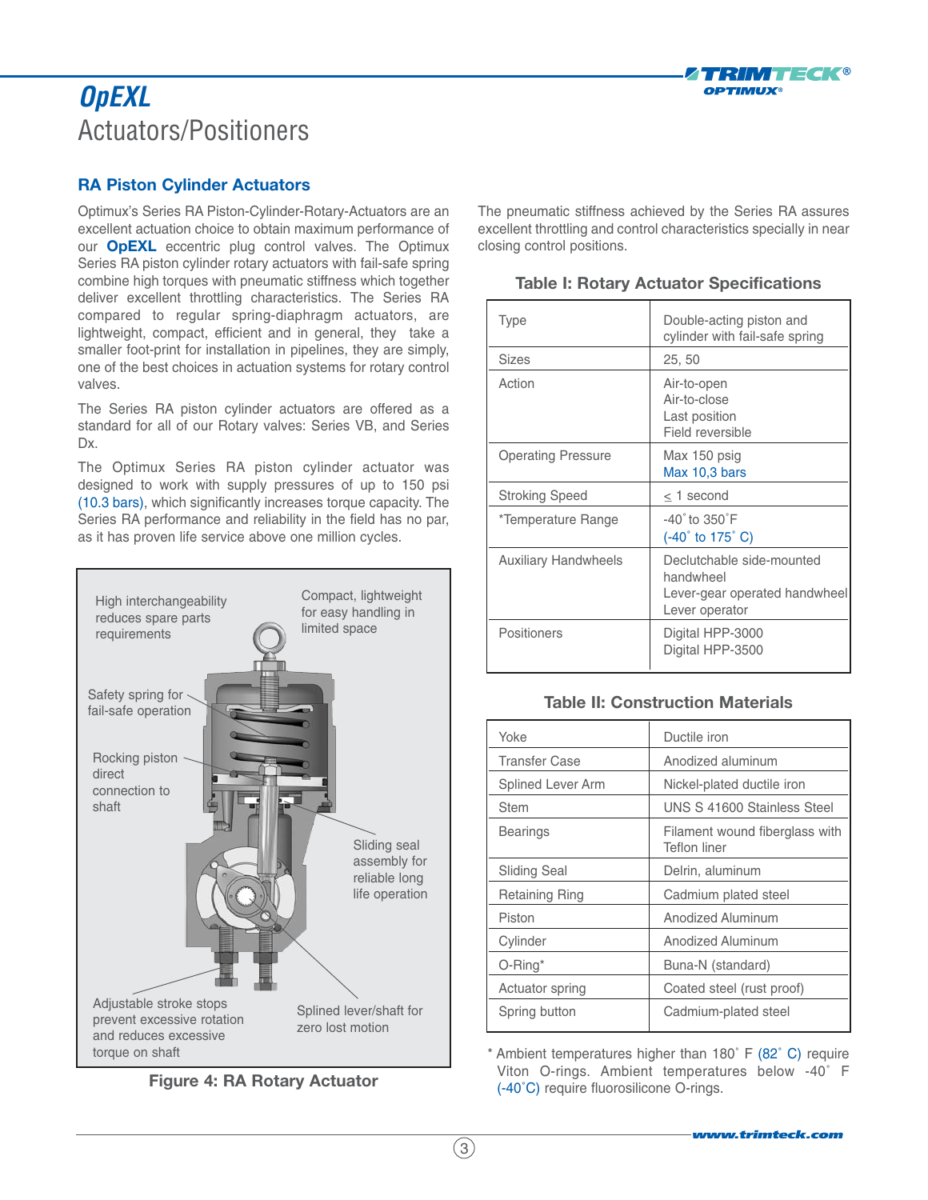# OpEXL

## Actuators/Positioners

### RA Piston Cylinder Actuators

Optimux's Series RA Piston-Cylinder-Rotary-Actuators are an excellent actuation choice to obtain maximum performance of our **OpEXL** eccentric plug control valves. The Optimux Series RA piston cylinder rotary actuators with fail-safe spring combine high torques with pneumatic stiffness which together deliver excellent throttling characteristics. The Series RA compared to regular spring-diaphragm actuators, are lightweight, compact, efficient and in general, they take a smaller foot-print for installation in pipelines, they are simply, one of the best choices in actuation systems for rotary control valves.

The Series RA piston cylinder actuators are offered as a standard for all of our Rotary valves: Series VB, and Series Dx.

The Optimux Series RA piston cylinder actuator was designed to work with supply pressures of up to 150 psi (10.3 bars), which significantly increases torque capacity. The Series RA performance and reliability in the field has no par, as it has proven life service above one million cycles.

High interchangeability reduces spare parts requirements

Compact, lightweight for easy handling in limited space

Safety spring for fail-safe operation

Rocking piston direct connection to shaft

Sliding seal assembly for reliable long life operation

Adjustable stroke stops prevent excessive rotation and reduces excessive torque on shaft

Splined lever/shaft for zero lost motion

**Figure 4: RA Rotary Actuator**

The pneumatic stiffness achieved by the Series RA assures excellent throttling and control characteristics specially in near closing control positions.

**Table I: Rotary Actuator Specifications**

| | |
|---|---|
| Type | Double-acting piston and cylinder with fail-safe spring |
| Sizes | 25, 50 |
| Action | Air-to-open<br>Air-to-close<br>Last position<br>Field reversible |
| Operating Pressure | Max 150 psig<br>Max 10,3 bars |
| Stroking Speed | ≤ 1 second |
| *Temperature Range | -40˚ to 350˚F<br>(-40˚ to 175˚ C) |
| Auxiliary Handwheels | Declutchable side-mounted handwheel<br>Lever-gear operated handwheel<br>Lever operator |
| Positioners | Digital HPP-3000<br>Digital HPP-3500 |

**Table II: Construction Materials**

| | |
|---|---|
| Yoke | Ductile iron |
| Transfer Case | Anodized aluminum |
| Splined Lever Arm | Nickel-plated ductile iron |
| Stem | UNS S 41600 Stainless Steel |
| Bearings | Filament wound fiberglass with Teflon liner |
| Sliding Seal | Delrin, aluminum |
| Retaining Ring | Cadmium plated steel |
| Piston | Anodized Aluminum |
| Cylinder | Anodized Aluminum |
| O-Ring* | Buna-N (standard) |
| Actuator spring | Coated steel (rust proof) |
| Spring button | Cadmium-plated steel |

\* Ambient temperatures higher than 180˚ F (82˚ C) require Viton O-rings. Ambient temperatures below -40˚ F (-40˚C) require fluorosilicone O-rings.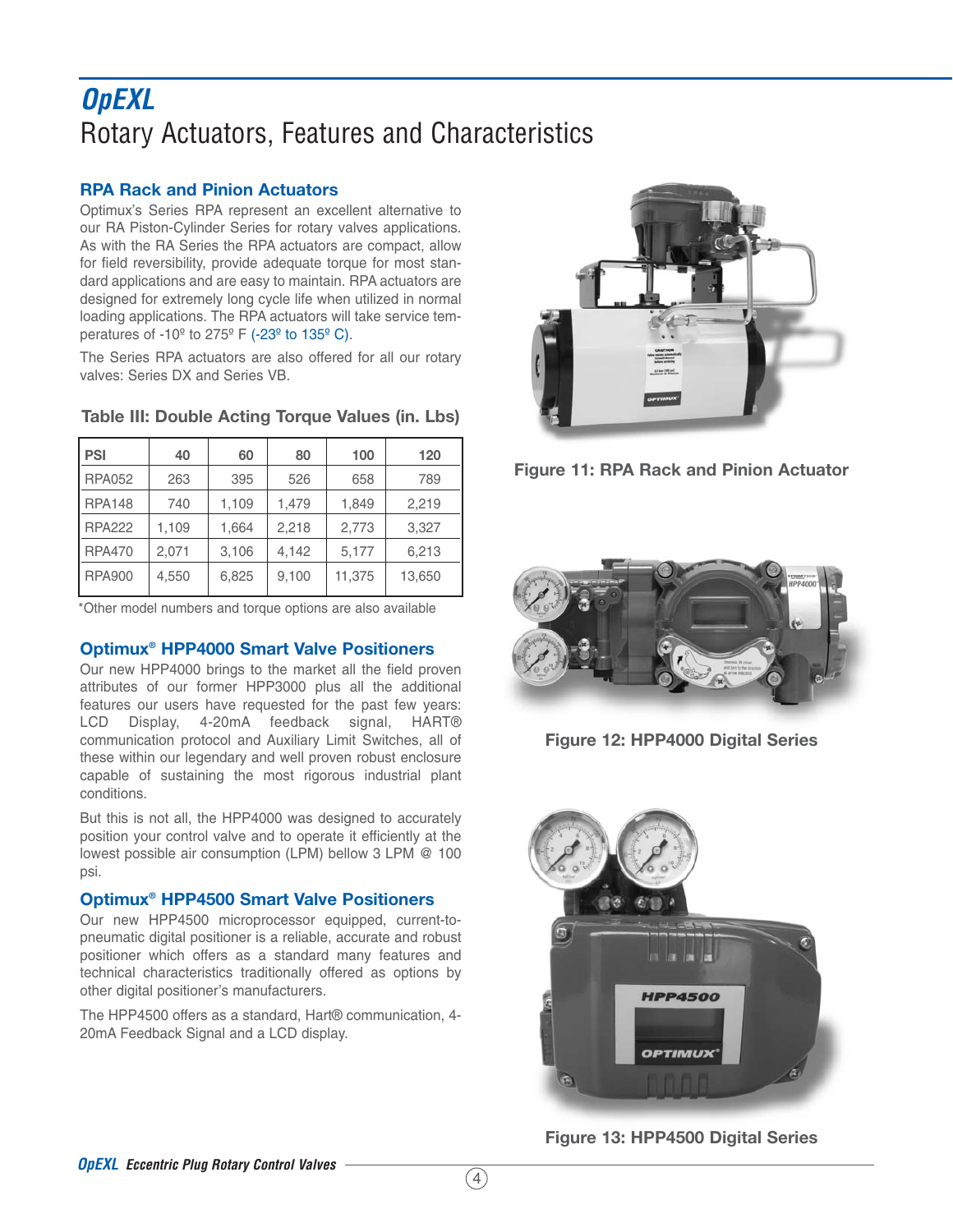# *OpEXL*

## Rotary Actuators, Features and Characteristics

### RPA Rack and Pinion Actuators

Optimux's Series RPA represent an excellent alternative to our RA Piston-Cylinder Series for rotary valves applications. As with the RA Series the RPA actuators are compact, allow for field reversibility, provide adequate torque for most standard applications and are easy to maintain. RPA actuators are designed for extremely long cycle life when utilized in normal loading applications. The RPA actuators will take service temperatures of -10º to 275º F (-23º to 135º C).

The Series RPA actuators are also offered for all our rotary valves: Series DX and Series VB.

**Table III: Double Acting Torque Values (in. Lbs)**

| PSI | 40 | 60 | 80 | 100 | 120 |
|---|---|---|---|---|---|
| RPA052 | 263 | 395 | 526 | 658 | 789 |
| RPA148 | 740 | 1,109 | 1,479 | 1,849 | 2,219 |
| RPA222 | 1,109 | 1,664 | 2,218 | 2,773 | 3,327 |
| RPA470 | 2,071 | 3,106 | 4,142 | 5,177 | 6,213 |
| RPA900 | 4,550 | 6,825 | 9,100 | 11,375 | 13,650 |

*Other model numbers and torque options are also available

**Figure 11: RPA Rack and Pinion Actuator**

### Optimux® HPP4000 Smart Valve Positioners

Our new HPP4000 brings to the market all the field proven attributes of our former HPP3000 plus all the additional features our users have requested for the past few years: LCD Display, 4-20mA feedback signal, HART® communication protocol and Auxiliary Limit Switches, all of these within our legendary and well proven robust enclosure capable of sustaining the most rigorous industrial plant conditions.

But this is not all, the HPP4000 was designed to accurately position your control valve and to operate it efficiently at the lowest possible air consumption (LPM) bellow 3 LPM @ 100 psi.

**Figure 12: HPP4000 Digital Series**

### Optimux® HPP4500 Smart Valve Positioners

Our new HPP4500 microprocessor equipped, current-to-pneumatic digital positioner is a reliable, accurate and robust positioner which offers as a standard many features and technical characteristics traditionally offered as options by other digital positioner's manufacturers.

The HPP4500 offers as a standard, Hart® communication, 4-20mA Feedback Signal and a LCD display.

**Figure 13: HPP4500 Digital Series**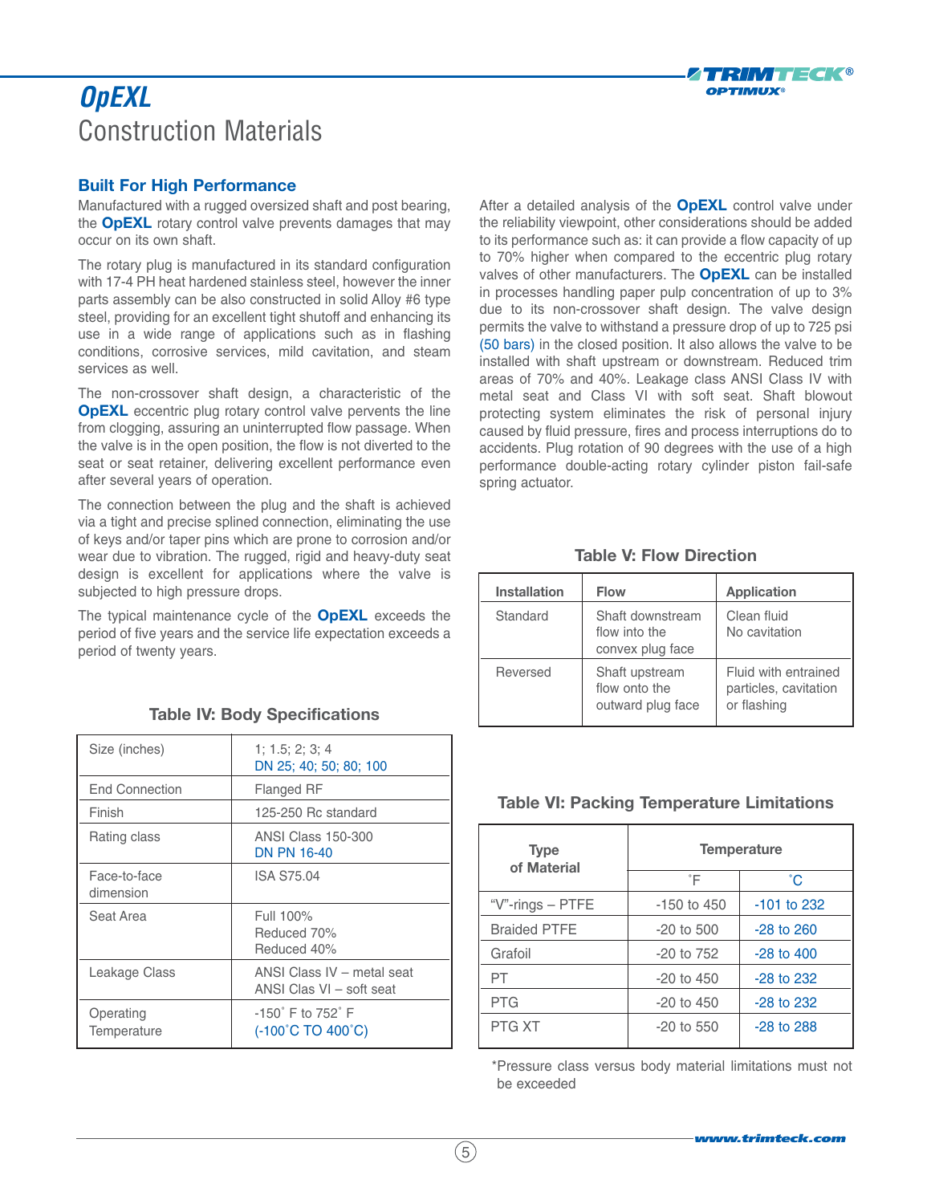# OpEXL

## Construction Materials

### Built For High Performance

Manufactured with a rugged oversized shaft and post bearing, the **OpEXL** rotary control valve prevents damages that may occur on its own shaft.

The rotary plug is manufactured in its standard configuration with 17-4 PH heat hardened stainless steel, however the inner parts assembly can be also constructed in solid Alloy #6 type steel, providing for an excellent tight shutoff and enhancing its use in a wide range of applications such as in flashing conditions, corrosive services, mild cavitation, and steam services as well.

The non-crossover shaft design, a characteristic of the **OpEXL** eccentric plug rotary control valve pervents the line from clogging, assuring an uninterrupted flow passage. When the valve is in the open position, the flow is not diverted to the seat or seat retainer, delivering excellent performance even after several years of operation.

The connection between the plug and the shaft is achieved via a tight and precise splined connection, eliminating the use of keys and/or taper pins which are prone to corrosion and/or wear due to vibration. The rugged, rigid and heavy-duty seat design is excellent for applications where the valve is subjected to high pressure drops.

The typical maintenance cycle of the **OpEXL** exceeds the period of five years and the service life expectation exceeds a period of twenty years.

After a detailed analysis of the **OpEXL** control valve under the reliability viewpoint, other considerations should be added to its performance such as: it can provide a flow capacity of up to 70% higher when compared to the eccentric plug rotary valves of other manufacturers. The **OpEXL** can be installed in processes handling paper pulp concentration of up to 3% due to its non-crossover shaft design. The valve design permits the valve to withstand a pressure drop of up to 725 psi (50 bars) in the closed position. It also allows the valve to be installed with shaft upstream or downstream. Reduced trim areas of 70% and 40%. Leakage class ANSI Class IV with metal seat and Class VI with soft seat. Shaft blowout protecting system eliminates the risk of personal injury caused by fluid pressure, fires and process interruptions do to accidents. Plug rotation of 90 degrees with the use of a high performance double-acting rotary cylinder piston fail-safe spring actuator.

**Table IV: Body Specifications**

| | |
|---|---|
| Size (inches) | 1; 1.5; 2; 3; 4<br>DN 25; 40; 50; 80; 100 |
| End Connection | Flanged RF |
| Finish | 125-250 Rc standard |
| Rating class | ANSI Class 150-300<br>DN PN 16-40 |
| Face-to-face dimension | ISA S75.04 |
| Seat Area | Full 100%<br>Reduced 70%<br>Reduced 40% |
| Leakage Class | ANSI Class IV – metal seat<br>ANSI Clas VI – soft seat |
| Operating Temperature | -150˚ F to 752˚ F<br>(-100˚C TO 400˚C) |

**Table V: Flow Direction**

| Installation | Flow | Application |
|---|---|---|
| Standard | Shaft downstream flow into the convex plug face | Clean fluid<br>No cavitation |
| Reversed | Shaft upstream flow onto the outward plug face | Fluid with entrained particles, cavitation or flashing |

**Table VI: Packing Temperature Limitations**

| Type of Material | Temperature | |
|---|---|---|
| | ˚F | ˚C |
| "V"-rings – PTFE | -150 to 450 | -101 to 232 |
| Braided PTFE | -20 to 500 | -28 to 260 |
| Grafoil | -20 to 752 | -28 to 400 |
| PT | -20 to 450 | -28 to 232 |
| PTG | -20 to 450 | -28 to 232 |
| PTG XT | -20 to 550 | -28 to 288 |

*Pressure class versus body material limitations must not be exceeded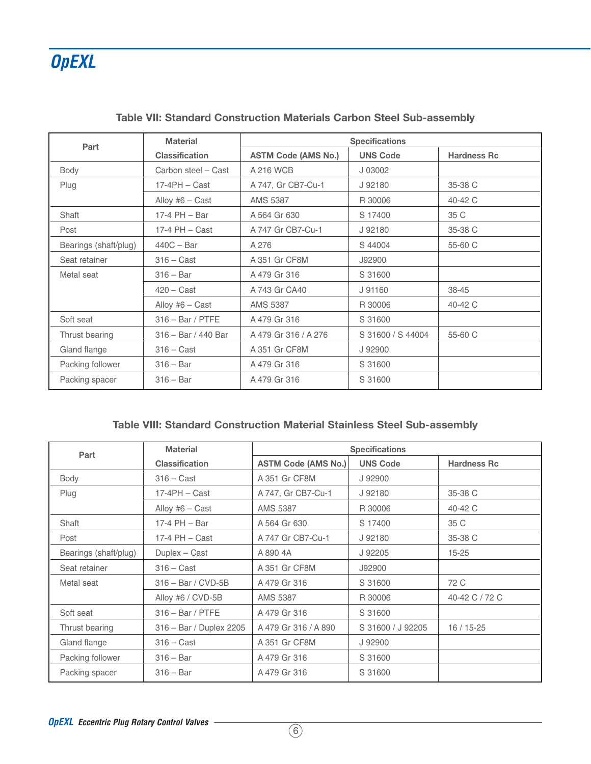## Table VII: Standard Construction Materials Carbon Steel Sub-assembly

| Part | Material | Specifications | | |
|---|---|---|---|---|
| | Classification | ASTM Code (AMS No.) | UNS Code | Hardness Rc |
| Body | Carbon steel – Cast | A 216 WCB | J 03002 | |
| Plug | 17-4PH – Cast | A 747, Gr CB7-Cu-1 | J 92180 | 35-38 C |
| | Alloy #6 – Cast | AMS 5387 | R 30006 | 40-42 C |
| Shaft | 17-4 PH – Bar | A 564 Gr 630 | S 17400 | 35 C |
| Post | 17-4 PH – Cast | A 747 Gr CB7-Cu-1 | J 92180 | 35-38 C |
| Bearings (shaft/plug) | 440C – Bar | A 276 | S 44004 | 55-60 C |
| Seat retainer | 316 – Cast | A 351 Gr CF8M | J92900 | |
| Metal seat | 316 – Bar | A 479 Gr 316 | S 31600 | |
| | 420 – Cast | A 743 Gr CA40 | J 91160 | 38-45 |
| | Alloy #6 – Cast | AMS 5387 | R 30006 | 40-42 C |
| Soft seat | 316 – Bar / PTFE | A 479 Gr 316 | S 31600 | |
| Thrust bearing | 316 – Bar / 440 Bar | A 479 Gr 316 / A 276 | S 31600 / S 44004 | 55-60 C |
| Gland flange | 316 – Cast | A 351 Gr CF8M | J 92900 | |
| Packing follower | 316 – Bar | A 479 Gr 316 | S 31600 | |
| Packing spacer | 316 – Bar | A 479 Gr 316 | S 31600 | |

## Table VIII: Standard Construction Material Stainless Steel Sub-assembly

| Part | Material | Specifications | | |
|---|---|---|---|---|
| | Classification | ASTM Code (AMS No.) | UNS Code | Hardness Rc |
| Body | 316 – Cast | A 351 Gr CF8M | J 92900 | |
| Plug | 17-4PH – Cast | A 747, Gr CB7-Cu-1 | J 92180 | 35-38 C |
| | Alloy #6 – Cast | AMS 5387 | R 30006 | 40-42 C |
| Shaft | 17-4 PH – Bar | A 564 Gr 630 | S 17400 | 35 C |
| Post | 17-4 PH – Cast | A 747 Gr CB7-Cu-1 | J 92180 | 35-38 C |
| Bearings (shaft/plug) | Duplex – Cast | A 890 4A | J 92205 | 15-25 |
| Seat retainer | 316 – Cast | A 351 Gr CF8M | J92900 | |
| Metal seat | 316 – Bar / CVD-5B | A 479 Gr 316 | S 31600 | 72 C |
| | Alloy #6 / CVD-5B | AMS 5387 | R 30006 | 40-42 C / 72 C |
| Soft seat | 316 – Bar / PTFE | A 479 Gr 316 | S 31600 | |
| Thrust bearing | 316 – Bar / Duplex 2205 | A 479 Gr 316 / A 890 | S 31600 / J 92205 | 16 / 15-25 |
| Gland flange | 316 – Cast | A 351 Gr CF8M | J 92900 | |
| Packing follower | 316 – Bar | A 479 Gr 316 | S 31600 | |
| Packing spacer | 316 – Bar | A 479 Gr 316 | S 31600 | |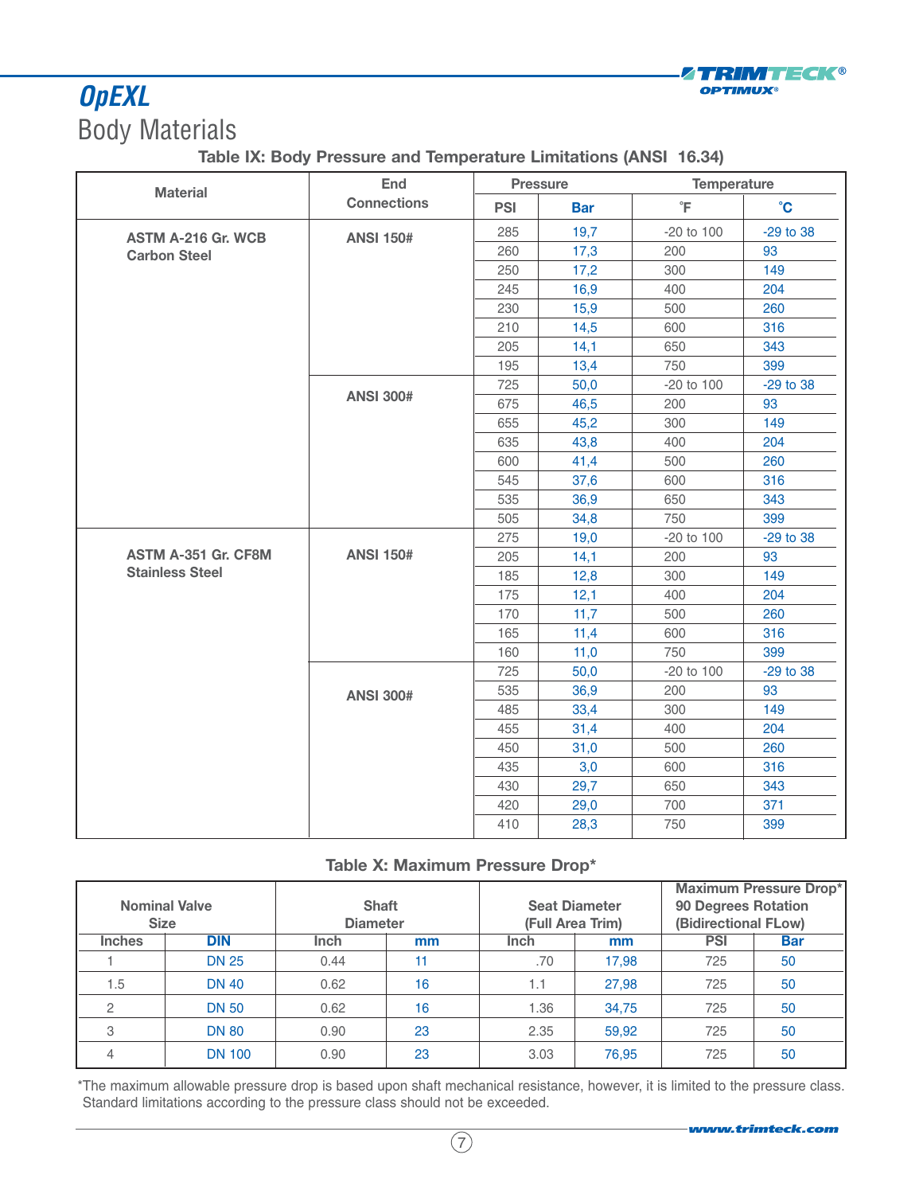# OpEXL

## Body Materials

### Table IX: Body Pressure and Temperature Limitations (ANSI 16.34)

| Material | End Connections | Pressure | | Temperature | |
|---|---|---|---|---|---|
| | | PSI | Bar | °F | °C |
| ASTM A-216 Gr. WCB Carbon Steel | ANSI 150# | 285 | 19,7 | -20 to 100 | -29 to 38 |
| | | 260 | 17,3 | 200 | 93 |
| | | 250 | 17,2 | 300 | 149 |
| | | 245 | 16,9 | 400 | 204 |
| | | 230 | 15,9 | 500 | 260 |
| | | 210 | 14,5 | 600 | 316 |
| | | 205 | 14,1 | 650 | 343 |
| | | 195 | 13,4 | 750 | 399 |
| | ANSI 300# | 725 | 50,0 | -20 to 100 | -29 to 38 |
| | | 675 | 46,5 | 200 | 93 |
| | | 655 | 45,2 | 300 | 149 |
| | | 635 | 43,8 | 400 | 204 |
| | | 600 | 41,4 | 500 | 260 |
| | | 545 | 37,6 | 600 | 316 |
| | | 535 | 36,9 | 650 | 343 |
| | | 505 | 34,8 | 750 | 399 |
| ASTM A-351 Gr. CF8M Stainless Steel | ANSI 150# | 275 | 19,0 | -20 to 100 | -29 to 38 |
| | | 205 | 14,1 | 200 | 93 |
| | | 185 | 12,8 | 300 | 149 |
| | | 175 | 12,1 | 400 | 204 |
| | | 170 | 11,7 | 500 | 260 |
| | | 165 | 11,4 | 600 | 316 |
| | | 160 | 11,0 | 750 | 399 |
| | ANSI 300# | 725 | 50,0 | -20 to 100 | -29 to 38 |
| | | 535 | 36,9 | 200 | 93 |
| | | 485 | 33,4 | 300 | 149 |
| | | 455 | 31,4 | 400 | 204 |
| | | 450 | 31,0 | 500 | 260 |
| | | 435 | 3,0 | 600 | 316 |
| | | 430 | 29,7 | 650 | 343 |
| | | 420 | 29,0 | 700 | 371 |
| | | 410 | 28,3 | 750 | 399 |

### Table X: Maximum Pressure Drop*

| Nominal Valve Size | | Shaft Diameter | | Seat Diameter (Full Area Trim) | | Maximum Pressure Drop* 90 Degrees Rotation (Bidirectional FLow) | |
|---|---|---|---|---|---|---|---|
| Inches | DIN | Inch | mm | Inch | mm | PSI | Bar |
| 1 | DN 25 | 0.44 | 11 | .70 | 17,98 | 725 | 50 |
| 1.5 | DN 40 | 0.62 | 16 | 1.1 | 27,98 | 725 | 50 |
| 2 | DN 50 | 0.62 | 16 | 1.36 | 34,75 | 725 | 50 |
| 3 | DN 80 | 0.90 | 23 | 2.35 | 59,92 | 725 | 50 |
| 4 | DN 100 | 0.90 | 23 | 3.03 | 76,95 | 725 | 50 |

*The maximum allowable pressure drop is based upon shaft mechanical resistance, however, it is limited to the pressure class. Standard limitations according to the pressure class should not be exceeded.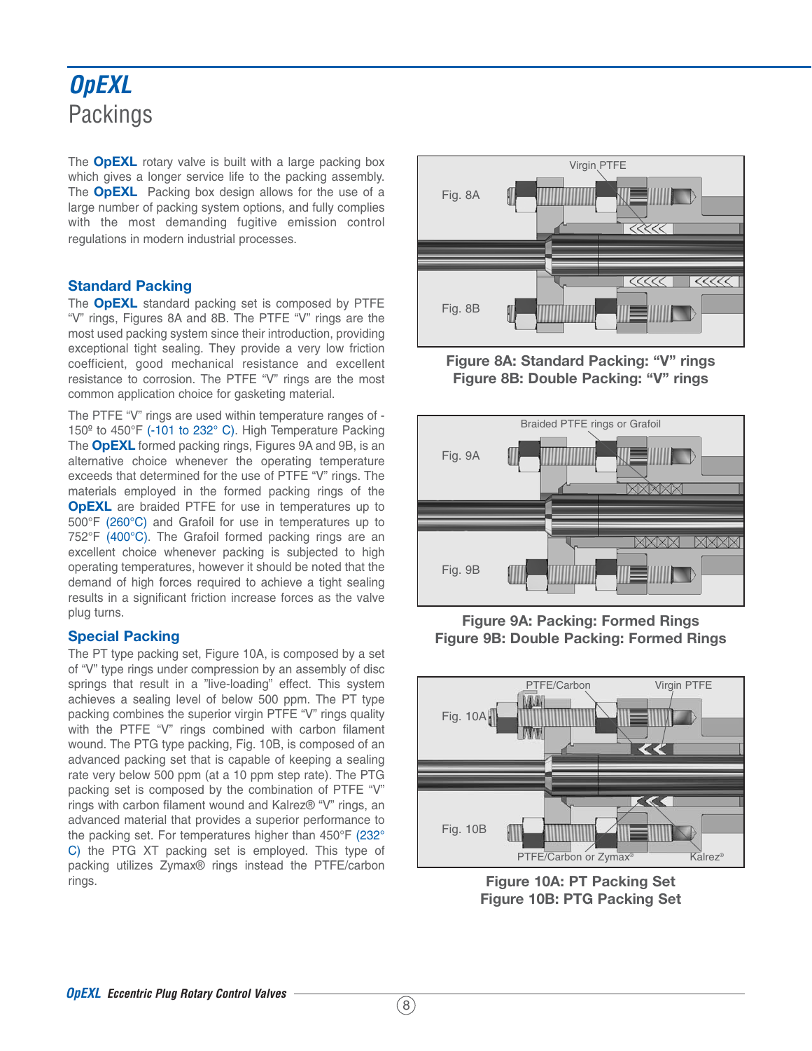# *OpEXL*

## Packings

The **OpEXL** rotary valve is built with a large packing box which gives a longer service life to the packing assembly. The **OpEXL** Packing box design allows for the use of a large number of packing system options, and fully complies with the most demanding fugitive emission control regulations in modern industrial processes.

### Standard Packing

The **OpEXL** standard packing set is composed by PTFE "V" rings, Figures 8A and 8B. The PTFE "V" rings are the most used packing system since their introduction, providing exceptional tight sealing. They provide a very low friction coefficient, good mechanical resistance and excellent resistance to corrosion. The PTFE "V" rings are the most common application choice for gasketing material.

The PTFE "V" rings are used within temperature ranges of -150º to 450°F (-101 to 232° C). High Temperature Packing The **OpEXL** formed packing rings, Figures 9A and 9B, is an alternative choice whenever the operating temperature exceeds that determined for the use of PTFE "V" rings. The materials employed in the formed packing rings of the **OpEXL** are braided PTFE for use in temperatures up to 500°F (260°C) and Grafoil for use in temperatures up to 752°F (400°C). The Grafoil formed packing rings are an excellent choice whenever packing is subjected to high operating temperatures, however it should be noted that the demand of high forces required to achieve a tight sealing results in a significant friction increase forces as the valve plug turns.

### Special Packing

The PT type packing set, Figure 10A, is composed by a set of "V" type rings under compression by an assembly of disc springs that result in a "live-loading" effect. This system achieves a sealing level of below 500 ppm. The PT type packing combines the superior virgin PTFE "V" rings quality with the PTFE "V" rings combined with carbon filament wound. The PTG type packing, Fig. 10B, is composed of an advanced packing set that is capable of keeping a sealing rate very below 500 ppm (at a 10 ppm step rate). The PTG packing set is composed by the combination of PTFE "V" rings with carbon filament wound and Kalrez® "V" rings, an advanced material that provides a superior performance to the packing set. For temperatures higher than 450°F (232° C) the PTG XT packing set is employed. This type of packing utilizes Zymax® rings instead the PTFE/carbon rings.

Virgin PTFE

Fig. 8A

Fig. 8B

**Figure 8A: Standard Packing: "V" rings**
**Figure 8B: Double Packing: "V" rings**

Braided PTFE rings or Grafoil

Fig. 9A

Fig. 9B

**Figure 9A: Packing: Formed Rings**
**Figure 9B: Double Packing: Formed Rings**

PTFE/Carbon

Virgin PTFE

Fig. 10A

Fig. 10B

PTFE/Carbon or Zymax®

Kalrez®

**Figure 10A: PT Packing Set**
**Figure 10B: PTG Packing Set**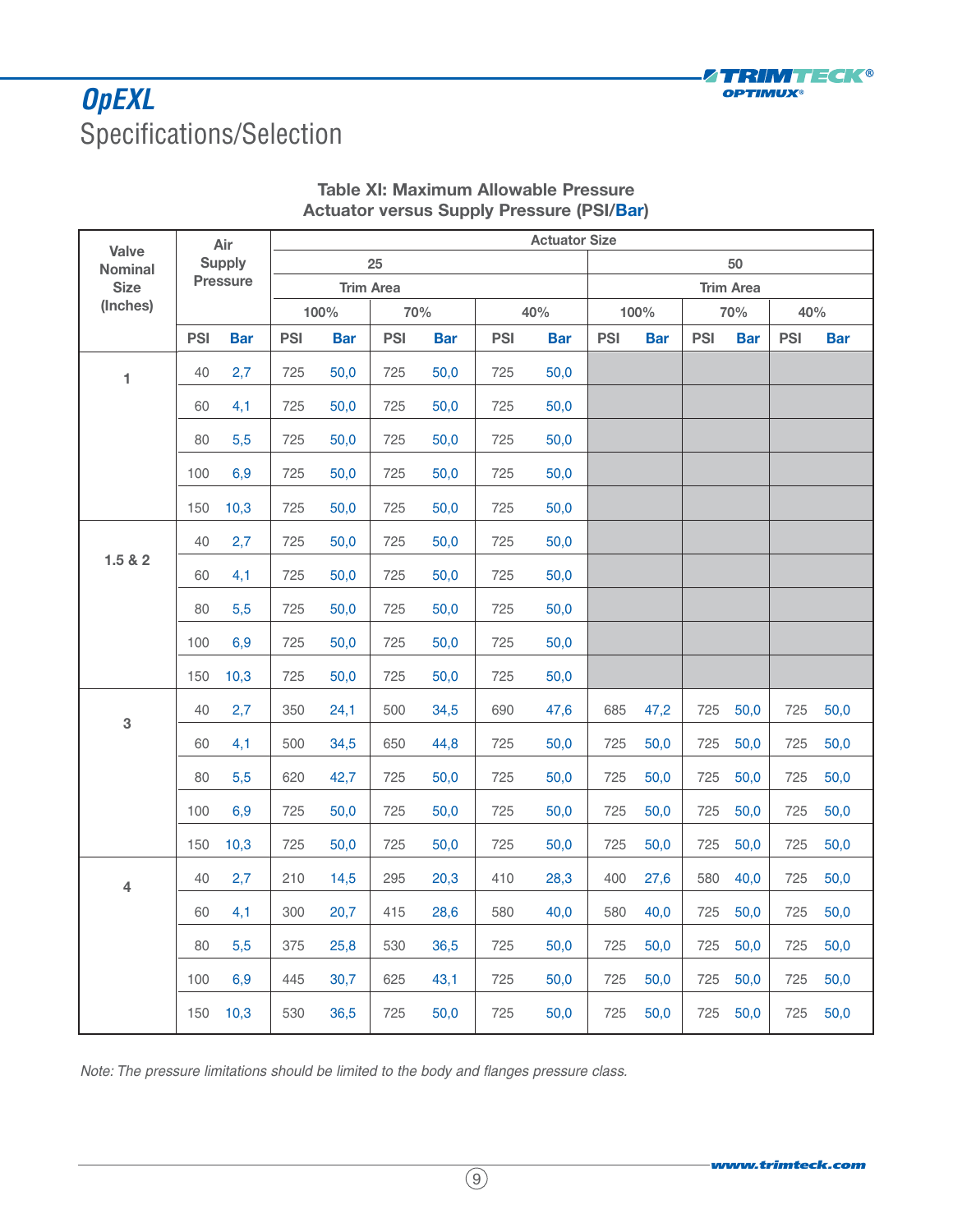# OpEXL

## Specifications/Selection

**Table XI: Maximum Allowable Pressure**
**Actuator versus Supply Pressure (PSI/Bar)**

| Valve Nominal Size (Inches) | Air Supply Pressure | | Actuator Size | | | | | | | | | | | |
|---|---|---|---|---|---|---|---|---|---|---|---|---|---|---|
| | | | 25 | | | | | | 50 | | | | | |
| | | | Trim Area | | | | | | Trim Area | | | | | |
| | | | 100% | | 70% | | 40% | | 100% | | 70% | | 40% | |
| | PSI | Bar | PSI | Bar | PSI | Bar | PSI | Bar | PSI | Bar | PSI | Bar | PSI | Bar |
| 1 | 40 | 2,7 | 725 | 50,0 | 725 | 50,0 | 725 | 50,0 | | | | | | |
| | 60 | 4,1 | 725 | 50,0 | 725 | 50,0 | 725 | 50,0 | | | | | | |
| | 80 | 5,5 | 725 | 50,0 | 725 | 50,0 | 725 | 50,0 | | | | | | |
| | 100 | 6,9 | 725 | 50,0 | 725 | 50,0 | 725 | 50,0 | | | | | | |
| | 150 | 10,3 | 725 | 50,0 | 725 | 50,0 | 725 | 50,0 | | | | | | |
| 1.5 & 2 | 40 | 2,7 | 725 | 50,0 | 725 | 50,0 | 725 | 50,0 | | | | | | |
| | 60 | 4,1 | 725 | 50,0 | 725 | 50,0 | 725 | 50,0 | | | | | | |
| | 80 | 5,5 | 725 | 50,0 | 725 | 50,0 | 725 | 50,0 | | | | | | |
| | 100 | 6,9 | 725 | 50,0 | 725 | 50,0 | 725 | 50,0 | | | | | | |
| | 150 | 10,3 | 725 | 50,0 | 725 | 50,0 | 725 | 50,0 | | | | | | |
| 3 | 40 | 2,7 | 350 | 24,1 | 500 | 34,5 | 690 | 47,6 | 685 | 47,2 | 725 | 50,0 | 725 | 50,0 |
| | 60 | 4,1 | 500 | 34,5 | 650 | 44,8 | 725 | 50,0 | 725 | 50,0 | 725 | 50,0 | 725 | 50,0 |
| | 80 | 5,5 | 620 | 42,7 | 725 | 50,0 | 725 | 50,0 | 725 | 50,0 | 725 | 50,0 | 725 | 50,0 |
| | 100 | 6,9 | 725 | 50,0 | 725 | 50,0 | 725 | 50,0 | 725 | 50,0 | 725 | 50,0 | 725 | 50,0 |
| | 150 | 10,3 | 725 | 50,0 | 725 | 50,0 | 725 | 50,0 | 725 | 50,0 | 725 | 50,0 | 725 | 50,0 |
| 4 | 40 | 2,7 | 210 | 14,5 | 295 | 20,3 | 410 | 28,3 | 400 | 27,6 | 580 | 40,0 | 725 | 50,0 |
| | 60 | 4,1 | 300 | 20,7 | 415 | 28,6 | 580 | 40,0 | 580 | 40,0 | 725 | 50,0 | 725 | 50,0 |
| | 80 | 5,5 | 375 | 25,8 | 530 | 36,5 | 725 | 50,0 | 725 | 50,0 | 725 | 50,0 | 725 | 50,0 |
| | 100 | 6,9 | 445 | 30,7 | 625 | 43,1 | 725 | 50,0 | 725 | 50,0 | 725 | 50,0 | 725 | 50,0 |
| | 150 | 10,3 | 530 | 36,5 | 725 | 50,0 | 725 | 50,0 | 725 | 50,0 | 725 | 50,0 | 725 | 50,0 |

*Note: The pressure limitations should be limited to the body and flanges pressure class.*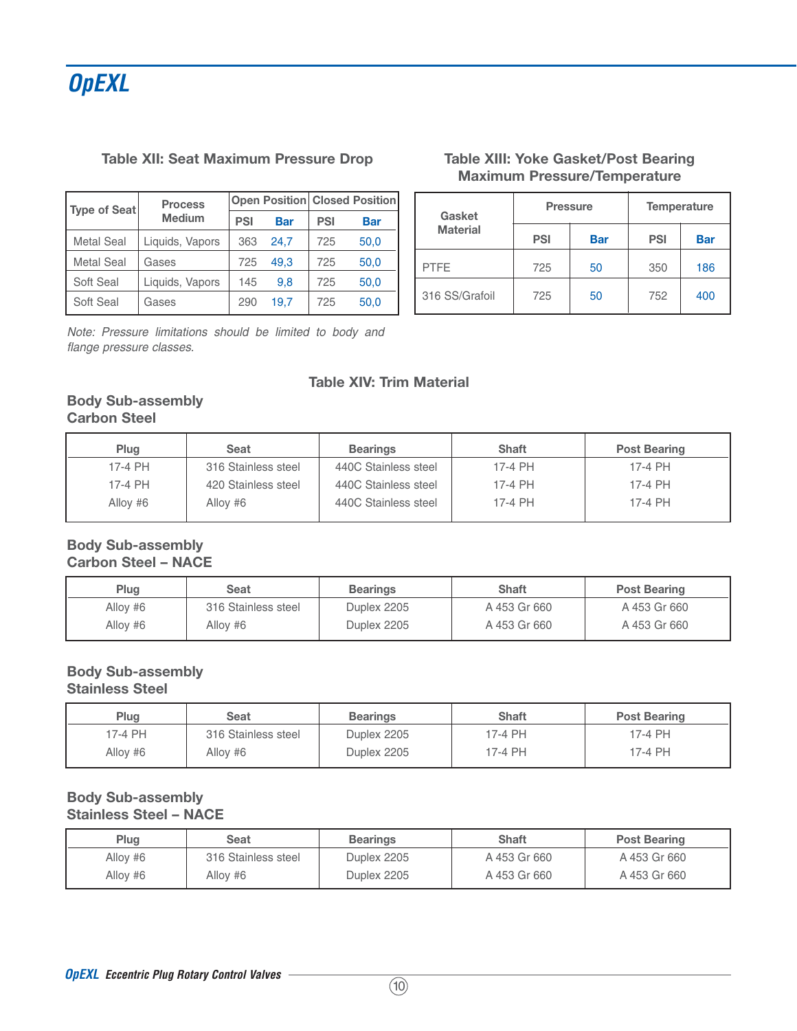# OpEXL

### Table XII: Seat Maximum Pressure Drop

| Type of Seat | Process Medium | Open Position | | Closed Position | |
|---|---|---|---|---|---|
| | | PSI | Bar | PSI | Bar |
| Metal Seal | Liquids, Vapors | 363 | 24,7 | 725 | 50,0 |
| Metal Seal | Gases | 725 | 49,3 | 725 | 50,0 |
| Soft Seal | Liquids, Vapors | 145 | 9,8 | 725 | 50,0 |
| Soft Seal | Gases | 290 | 19,7 | 725 | 50,0 |

*Note: Pressure limitations should be limited to body and flange pressure classes.*

### Table XIII: Yoke Gasket/Post Bearing Maximum Pressure/Temperature

| Gasket Material | Pressure | | Temperature | |
|---|---|---|---|---|
| | PSI | Bar | PSI | Bar |
| PTFE | 725 | 50 | 350 | 186 |
| 316 SS/Grafoil | 725 | 50 | 752 | 400 |

### Table XIV: Trim Material

**Body Sub-assembly**
**Carbon Steel**

| Plug | Seat | Bearings | Shaft | Post Bearing |
|---|---|---|---|---|
| 17-4 PH | 316 Stainless steel | 440C Stainless steel | 17-4 PH | 17-4 PH |
| 17-4 PH | 420 Stainless steel | 440C Stainless steel | 17-4 PH | 17-4 PH |
| Alloy #6 | Alloy #6 | 440C Stainless steel | 17-4 PH | 17-4 PH |

**Body Sub-assembly**
**Carbon Steel – NACE**

| Plug | Seat | Bearings | Shaft | Post Bearing |
|---|---|---|---|---|
| Alloy #6 | 316 Stainless steel | Duplex 2205 | A 453 Gr 660 | A 453 Gr 660 |
| Alloy #6 | Alloy #6 | Duplex 2205 | A 453 Gr 660 | A 453 Gr 660 |

**Body Sub-assembly**
**Stainless Steel**

| Plug | Seat | Bearings | Shaft | Post Bearing |
|---|---|---|---|---|
| 17-4 PH | 316 Stainless steel | Duplex 2205 | 17-4 PH | 17-4 PH |
| Alloy #6 | Alloy #6 | Duplex 2205 | 17-4 PH | 17-4 PH |

**Body Sub-assembly**
**Stainless Steel – NACE**

| Plug | Seat | Bearings | Shaft | Post Bearing |
|---|---|---|---|---|
| Alloy #6 | 316 Stainless steel | Duplex 2205 | A 453 Gr 660 | A 453 Gr 660 |
| Alloy #6 | Alloy #6 | Duplex 2205 | A 453 Gr 660 | A 453 Gr 660 |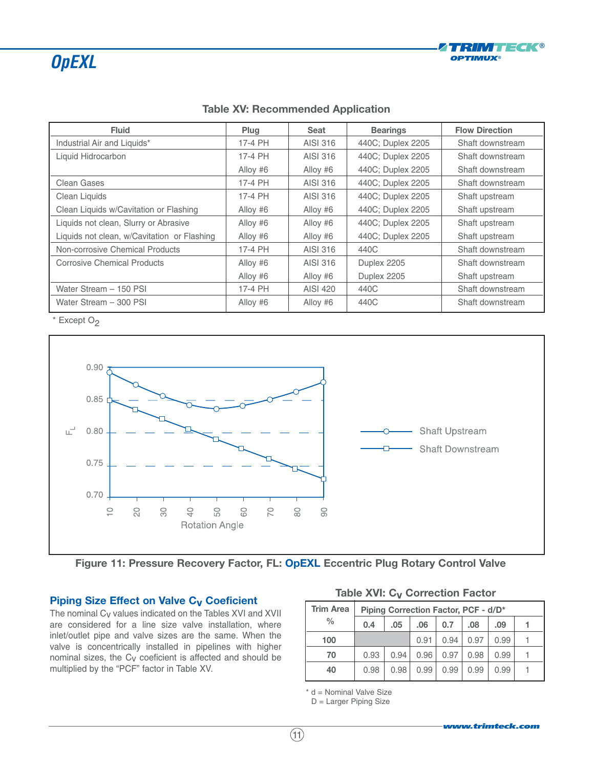### Table XV: Recommended Application

| Fluid | Plug | Seat | Bearings | Flow Direction |
|---|---|---|---|---|
| Industrial Air and Liquids* | 17-4 PH | AISI 316 | 440C; Duplex 2205 | Shaft downstream |
| Liquid Hidrocarbon | 17-4 PH | AISI 316 | 440C; Duplex 2205 | Shaft downstream |
| | Alloy #6 | Alloy #6 | 440C; Duplex 2205 | Shaft downstream |
| Clean Gases | 17-4 PH | AISI 316 | 440C; Duplex 2205 | Shaft downstream |
| Clean Liquids | 17-4 PH | AISI 316 | 440C; Duplex 2205 | Shaft upstream |
| Clean Liquids w/Cavitation or Flashing | Alloy #6 | Alloy #6 | 440C; Duplex 2205 | Shaft upstream |
| Liquids not clean, Slurry or Abrasive | Alloy #6 | Alloy #6 | 440C; Duplex 2205 | Shaft upstream |
| Liquids not clean, w/Cavitation or Flashing | Alloy #6 | Alloy #6 | 440C; Duplex 2205 | Shaft upstream |
| Non-corrosive Chemical Products | 17-4 PH | AISI 316 | 440C | Shaft downstream |
| Corrosive Chemical Products | Alloy #6 | AISI 316 | Duplex 2205 | Shaft downstream |
| | Alloy #6 | Alloy #6 | Duplex 2205 | Shaft upstream |
| Water Stream – 150 PSI | 17-4 PH | AISI 420 | 440C | Shaft downstream |
| Water Stream – 300 PSI | Alloy #6 | Alloy #6 | 440C | Shaft downstream |

* Except $O_2$

Figure 11: Pressure Recovery Factor, FL: OpEXL Eccentric Plug Rotary Control Valve

## Piping Size Effect on Valve $C_V$ Coeficient

The nominal $C_V$ values indicated on the Tables XVI and XVII are considered for a line size valve installation, where inlet/outlet pipe and valve sizes are the same. When the valve is concentrically installed in pipelines with higher nominal sizes, the $C_V$ coeficient is affected and should be multiplied by the "PCF" factor in Table XV.

### Table XVI: $C_V$ Correction Factor

| Trim Area % | Piping Correction Factor, PCF - d/D* | | | | | | |
|---|---|---|---|---|---|---|---|
| | 0.4 | .05 | .06 | 0.7 | .08 | .09 | 1 |
| 100 | | | 0.91 | 0.94 | 0.97 | 0.99 | 1 |
| 70 | 0.93 | 0.94 | 0.96 | 0.97 | 0.98 | 0.99 | 1 |
| 40 | 0.98 | 0.98 | 0.99 | 0.99 | 0.99 | 0.99 | 1 |

* d = Nominal Valve Size
D = Larger Piping Size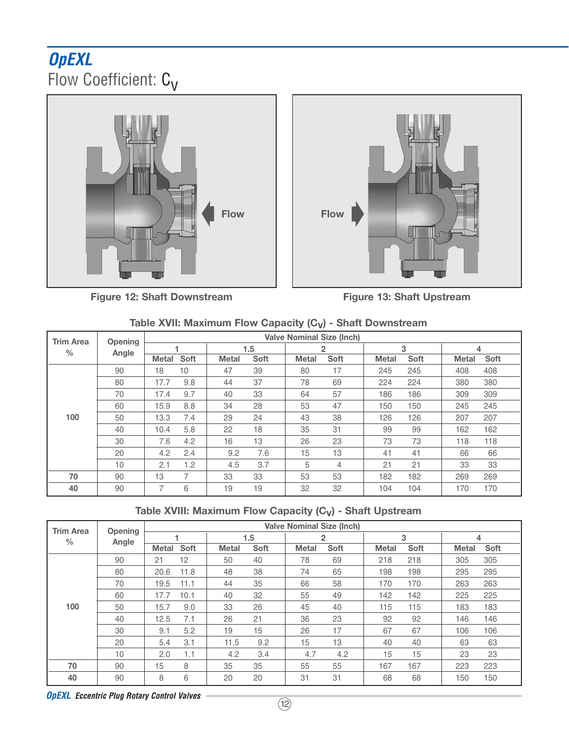# *OpEXL*

## Flow Coefficient: $C_V$

Figure 12: Shaft Downstream

Figure 13: Shaft Upstream

### Table XVII: Maximum Flow Capacity ($C_V$) - Shaft Downstream

| Trim Area % | Opening Angle | Valve Nominal Size (Inch) | | | | | | | | | |
|---|---|---|---|---|---|---|---|---|---|---|---|
| | | 1 | | 1.5 | | 2 | | 3 | | 4 | |
| | | Metal | Soft | Metal | Soft | Metal | Soft | Metal | Soft | Metal | Soft |
| 100 | 90 | 18 | 10 | 47 | 39 | 80 | 17 | 245 | 245 | 408 | 408 |
| | 80 | 17.7 | 9.8 | 44 | 37 | 78 | 69 | 224 | 224 | 380 | 380 |
| | 70 | 17.4 | 9.7 | 40 | 33 | 64 | 57 | 186 | 186 | 309 | 309 |
| | 60 | 15.9 | 8.8 | 34 | 28 | 53 | 47 | 150 | 150 | 245 | 245 |
| | 50 | 13.3 | 7.4 | 29 | 24 | 43 | 38 | 126 | 126 | 207 | 207 |
| | 40 | 10.4 | 5.8 | 22 | 18 | 35 | 31 | 99 | 99 | 162 | 162 |
| | 30 | 7.6 | 4.2 | 16 | 13 | 26 | 23 | 73 | 73 | 118 | 118 |
| | 20 | 4.2 | 2.4 | 9.2 | 7.6 | 15 | 13 | 41 | 41 | 66 | 66 |
| | 10 | 2.1 | 1.2 | 4.5 | 3.7 | 5 | 4 | 21 | 21 | 33 | 33 |
| 70 | 90 | 13 | 7 | 33 | 33 | 53 | 53 | 182 | 182 | 269 | 269 |
| 40 | 90 | 7 | 6 | 19 | 19 | 32 | 32 | 104 | 104 | 170 | 170 |

### Table XVIII: Maximum Flow Capacity ($C_V$) - Shaft Upstream

| Trim Area % | Opening Angle | Valve Nominal Size (Inch) | | | | | | | | | |
|---|---|---|---|---|---|---|---|---|---|---|---|
| | | 1 | | 1.5 | | 2 | | 3 | | 4 | |
| | | Metal | Soft | Metal | Soft | Metal | Soft | Metal | Soft | Metal | Soft |
| 100 | 90 | 21 | 12 | 50 | 40 | 78 | 69 | 218 | 218 | 305 | 305 |
| | 80 | 20.6 | 11.8 | 48 | 38 | 74 | 65 | 198 | 198 | 295 | 295 |
| | 70 | 19.5 | 11.1 | 44 | 35 | 66 | 58 | 170 | 170 | 263 | 263 |
| | 60 | 17.7 | 10.1 | 40 | 32 | 55 | 49 | 142 | 142 | 225 | 225 |
| | 50 | 15.7 | 9.0 | 33 | 26 | 45 | 40 | 115 | 115 | 183 | 183 |
| | 40 | 12.5 | 7.1 | 26 | 21 | 36 | 23 | 92 | 92 | 146 | 146 |
| | 30 | 9.1 | 5.2 | 19 | 15 | 26 | 17 | 67 | 67 | 106 | 106 |
| | 20 | 5.4 | 3.1 | 11.5 | 9.2 | 15 | 13 | 40 | 40 | 63 | 63 |
| | 10 | 2.0 | 1.1 | 4.2 | 3.4 | 4.7 | 4.2 | 15 | 15 | 23 | 23 |
| 70 | 90 | 15 | 8 | 35 | 35 | 55 | 55 | 167 | 167 | 223 | 223 |
| 40 | 90 | 8 | 6 | 20 | 20 | 31 | 31 | 68 | 68 | 150 | 150 |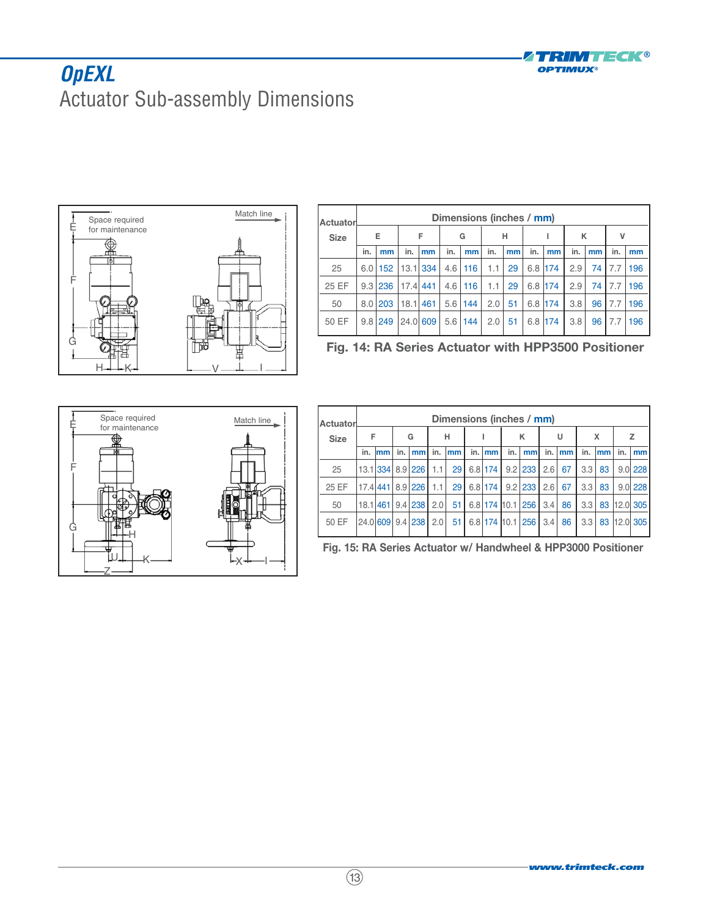# OpEXL

## Actuator Sub-assembly Dimensions

| Actuator Size | Dimensions (inches / mm) | | | | | | | | | | | | | |
|---|---|---|---|---|---|---|---|---|---|---|---|---|---|---|
| | E | | F | | G | | H | | I | | K | | V | |
| | in. | mm | in. | mm | in. | mm | in. | mm | in. | mm | in. | mm | in. | mm |
| 25 | 6.0 | 152 | 13.1 | 334 | 4.6 | 116 | 1.1 | 29 | 6.8 | 174 | 2.9 | 74 | 7.7 | 196 |
| 25 EF | 9.3 | 236 | 17.4 | 441 | 4.6 | 116 | 1.1 | 29 | 6.8 | 174 | 2.9 | 74 | 7.7 | 196 |
| 50 | 8.0 | 203 | 18.1 | 461 | 5.6 | 144 | 2.0 | 51 | 6.8 | 174 | 3.8 | 96 | 7.7 | 196 |
| 50 EF | 9.8 | 249 | 24.0 | 609 | 5.6 | 144 | 2.0 | 51 | 6.8 | 174 | 3.8 | 96 | 7.7 | 196 |

**Fig. 14: RA Series Actuator with HPP3500 Positioner**

| Actuator Size | Dimensions (inches / mm) | | | | | | | | | | | | | | | |
|---|---|---|---|---|---|---|---|---|---|---|---|---|---|---|---|---|
| | F | | G | | H | | I | | K | | U | | X | | Z | |
| | in. | mm | in. | mm | in. | mm | in. | mm | in. | mm | in. | mm | in. | mm | in. | mm |
| 25 | 13.1 | 334 | 8.9 | 226 | 1.1 | 29 | 6.8 | 174 | 9.2 | 233 | 2.6 | 67 | 3.3 | 83 | 9.0 | 228 |
| 25 EF | 17.4 | 441 | 8.9 | 226 | 1.1 | 29 | 6.8 | 174 | 9.2 | 233 | 2.6 | 67 | 3.3 | 83 | 9.0 | 228 |
| 50 | 18.1 | 461 | 9.4 | 238 | 2.0 | 51 | 6.8 | 174 | 10.1 | 256 | 3.4 | 86 | 3.3 | 83 | 12.0 | 305 |
| 50 EF | 24.0 | 609 | 9.4 | 238 | 2.0 | 51 | 6.8 | 174 | 10.1 | 256 | 3.4 | 86 | 3.3 | 83 | 12.0 | 305 |

**Fig. 15: RA Series Actuator w/ Handwheel & HPP3000 Positioner**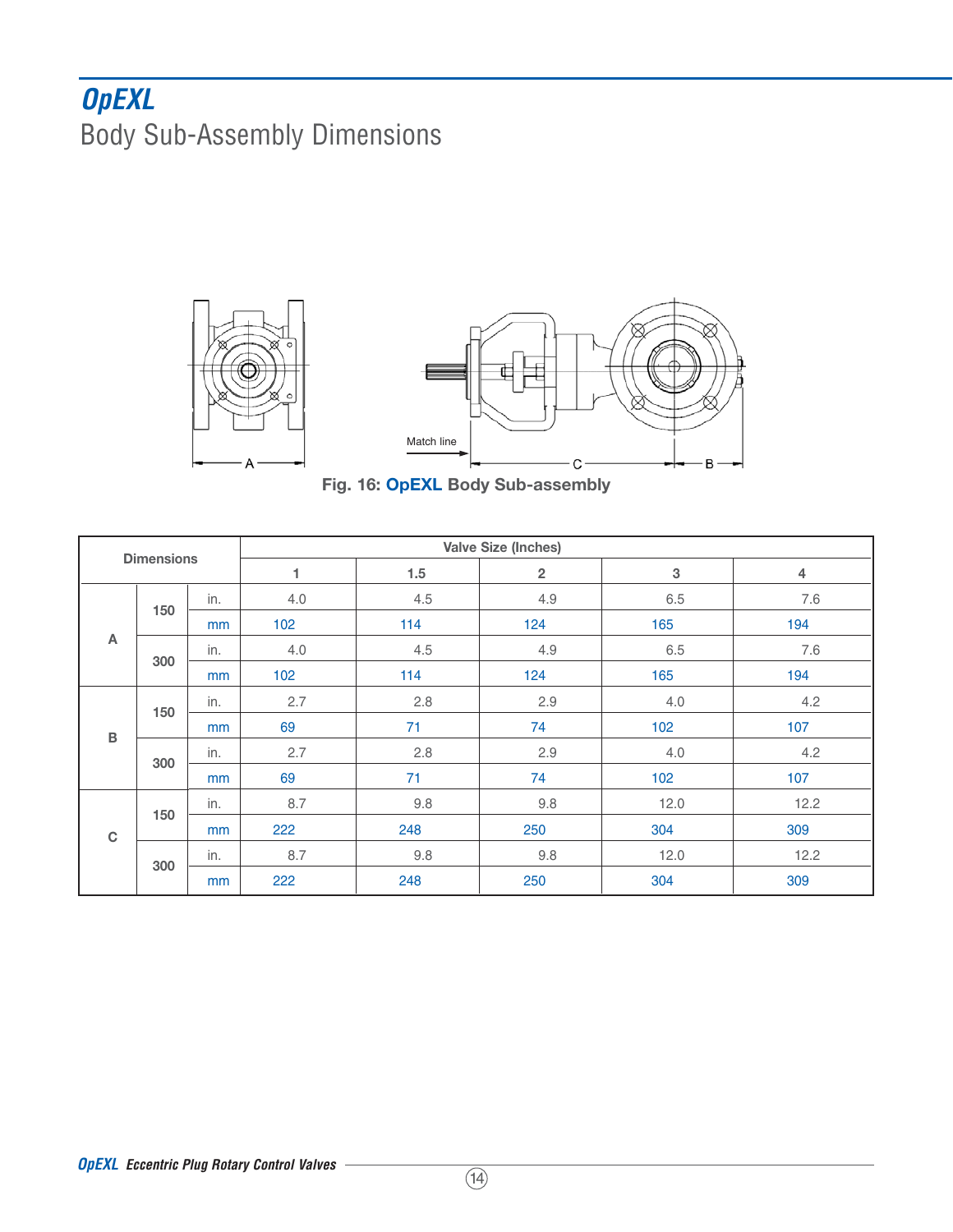# OpEXL

## Body Sub-Assembly Dimensions

Fig. 16: **OpEXL** Body Sub-assembly

| Dimensions | | | Valve Size (Inches) | | | | |
|---|---|---|---|---|---|---|---|
| | | | 1 | 1.5 | 2 | 3 | 4 |
| A | 150 | in. | 4.0 | 4.5 | 4.9 | 6.5 | 7.6 |
| | | mm | 102 | 114 | 124 | 165 | 194 |
| | 300 | in. | 4.0 | 4.5 | 4.9 | 6.5 | 7.6 |
| | | mm | 102 | 114 | 124 | 165 | 194 |
| B | 150 | in. | 2.7 | 2.8 | 2.9 | 4.0 | 4.2 |
| | | mm | 69 | 71 | 74 | 102 | 107 |
| | 300 | in. | 2.7 | 2.8 | 2.9 | 4.0 | 4.2 |
| | | mm | 69 | 71 | 74 | 102 | 107 |
| C | 150 | in. | 8.7 | 9.8 | 9.8 | 12.0 | 12.2 |
| | | mm | 222 | 248 | 250 | 304 | 309 |
| | 300 | in. | 8.7 | 9.8 | 9.8 | 12.0 | 12.2 |
| | | mm | 222 | 248 | 250 | 304 | 309 |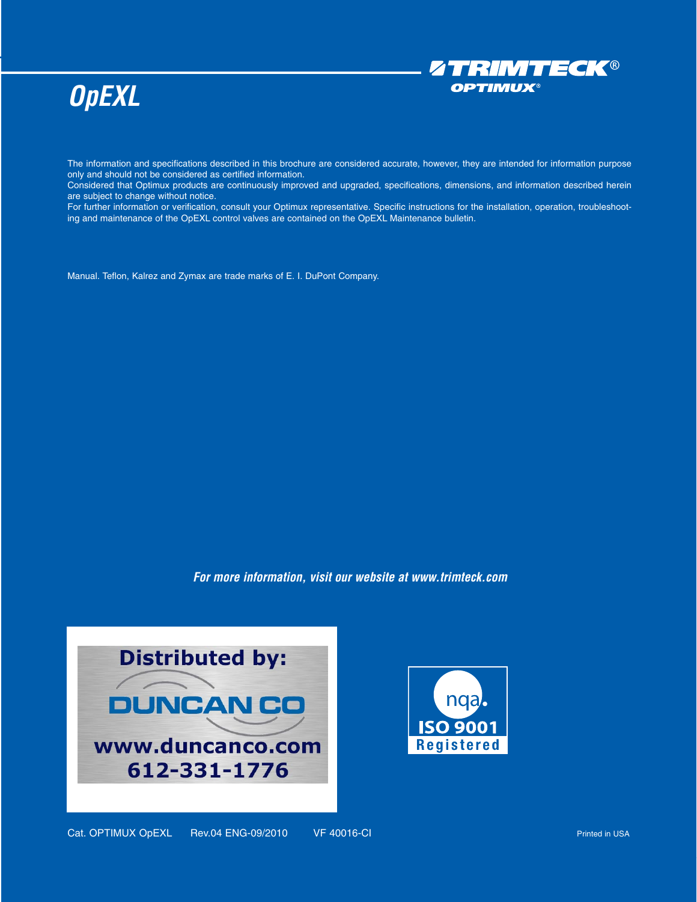# *OpEXL*

TRIMTECK®
OPTIMUX®

The information and specifications described in this brochure are considered accurate, however, they are intended for information purpose only and should not be considered as certified information.
Considered that Optimux products are continuously improved and upgraded, specifications, dimensions, and information described herein are subject to change without notice.
For further information or verification, consult your Optimux representative. Specific instructions for the installation, operation, troubleshooting and maintenance of the OpEXL control valves are contained on the OpEXL Maintenance bulletin.

Manual. Teflon, Kalrez and Zymax are trade marks of E. I. DuPont Company.

***For more information, visit our website at www.trimteck.com***

Distributed by:
DUNCAN CO
www.duncanco.com
612-331-1776

nqa.
ISO 9001
Registered

Cat. OPTIMUX OpEXL Rev.04 ENG-09/2010 VF 40016-CI

Printed in USA